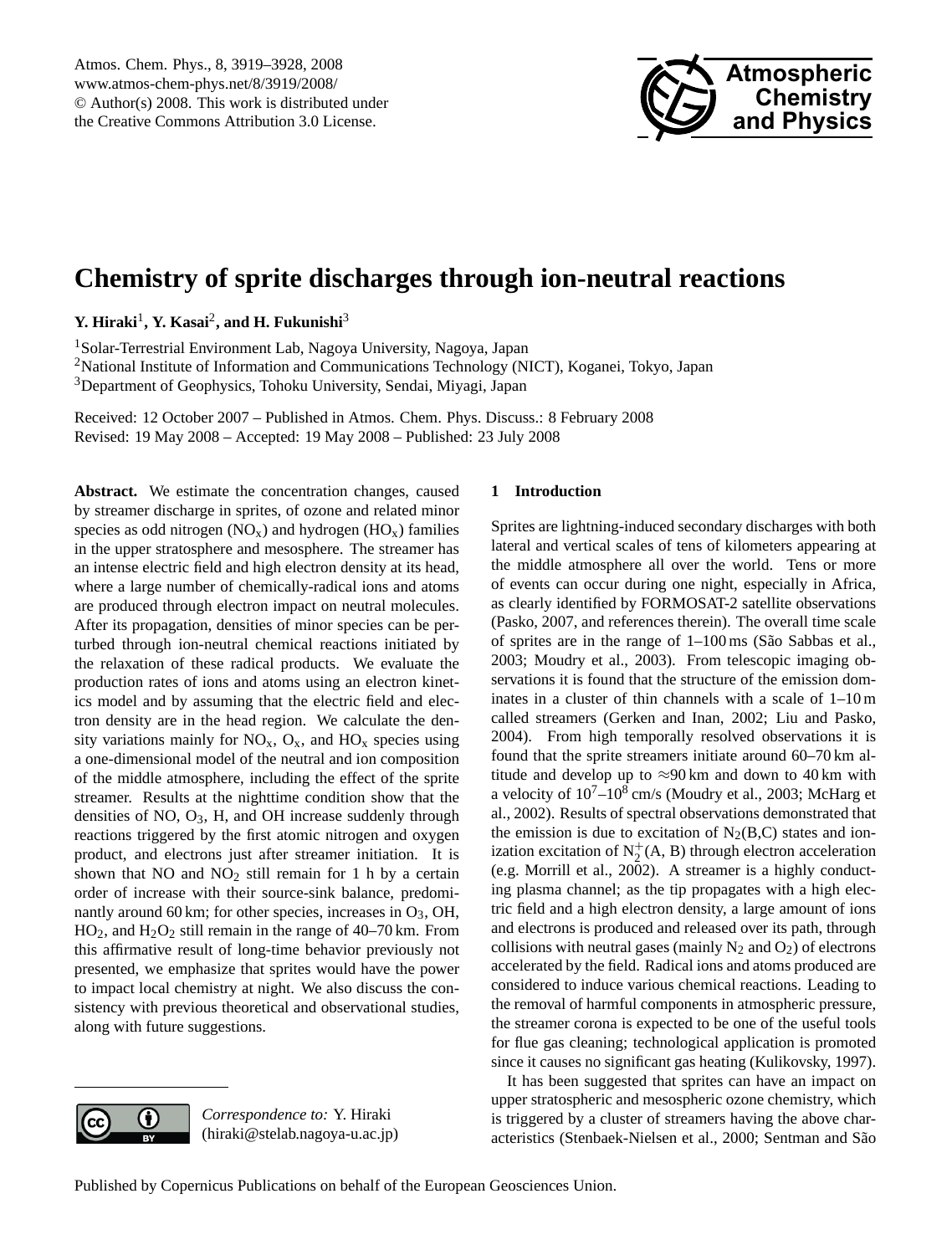# Chemistry of sprite discharges through ion-neutral reactions

**Y. Hiraki**[1], **Y. Kasai**[2], **and H. Fukunishi**[3]

[1]Solar-Terrestrial Environment Lab, Nagoya University, Nagoya, Japan
[2]National Institute of Information and Communications Technology (NICT), Koganei, Tokyo, Japan
[3]Department of Geophysics, Tohoku University, Sendai, Miyagi, Japan

Received: 12 October 2007 – Published in Atmos. Chem. Phys. Discuss.: 8 February 2008
Revised: 19 May 2008 – Accepted: 19 May 2008 – Published: 23 July 2008

**Abstract.** We estimate the concentration changes, caused by streamer discharge in sprites, of ozone and related minor species as odd nitrogen ($NO_x$) and hydrogen ($HO_x$) families in the upper stratosphere and mesosphere. The streamer has an intense electric field and high electron density at its head, where a large number of chemically-radical ions and atoms are produced through electron impact on neutral molecules. After its propagation, densities of minor species can be perturbed through ion-neutral chemical reactions initiated by the relaxation of these radical products. We evaluate the production rates of ions and atoms using an electron kinetics model and by assuming that the electric field and electron density are in the head region. We calculate the density variations mainly for $NO_x$, $O_x$, and $HO_x$ species using a one-dimensional model of the neutral and ion composition of the middle atmosphere, including the effect of the sprite streamer. Results at the nighttime condition show that the densities of NO, $O_3$, H, and OH increase suddenly through reactions triggered by the first atomic nitrogen and oxygen product, and electrons just after streamer initiation. It is shown that NO and $NO_2$ still remain for 1 h by a certain order of increase with their source-sink balance, predominantly around 60 km; for other species, increases in $O_3$, OH, $HO_2$, and $H_2O_2$ still remain in the range of 40–70 km. From this affirmative result of long-time behavior previously not presented, we emphasize that sprites would have the power to impact local chemistry at night. We also discuss the consistency with previous theoretical and observational studies, along with future suggestions.

*Correspondence to:* Y. Hiraki
(hiraki@stelab.nagoya-u.ac.jp)

## 1 Introduction

Sprites are lightning-induced secondary discharges with both lateral and vertical scales of tens of kilometers appearing at the middle atmosphere all over the world. Tens or more of events can occur during one night, especially in Africa, as clearly identified by FORMOSAT-2 satellite observations (Pasko, 2007, and references therein). The overall time scale of sprites are in the range of 1–100 ms (São Sabbas et al., 2003; Moudry et al., 2003). From telescopic imaging observations it is found that the structure of the emission dominates in a cluster of thin channels with a scale of 1–10 m called streamers (Gerken and Inan, 2002; Liu and Pasko, 2004). From high temporally resolved observations it is found that the sprite streamers initiate around 60–70 km altitude and develop up to ≈90 km and down to 40 km with a velocity of $10^7$–$10^8$ cm/s (Moudry et al., 2003; McHarg et al., 2002). Results of spectral observations demonstrated that the emission is due to excitation of $N_2$(B,C) states and ionization excitation of $N_2^+$(A, B) through electron acceleration (e.g. Morrill et al., 2002). A streamer is a highly conducting plasma channel; as the tip propagates with a high electric field and a high electron density, a large amount of ions and electrons is produced and released over its path, through collisions with neutral gases (mainly $N_2$ and $O_2$) of electrons accelerated by the field. Radical ions and atoms produced are considered to induce various chemical reactions. Leading to the removal of harmful components in atmospheric pressure, the streamer corona is expected to be one of the useful tools for flue gas cleaning; technological application is promoted since it causes no significant gas heating (Kulikovsky, 1997).

It has been suggested that sprites can have an impact on upper stratospheric and mesospheric ozone chemistry, which is triggered by a cluster of streamers having the above characteristics (Stenbaek-Nielsen et al., 2000; Sentman and São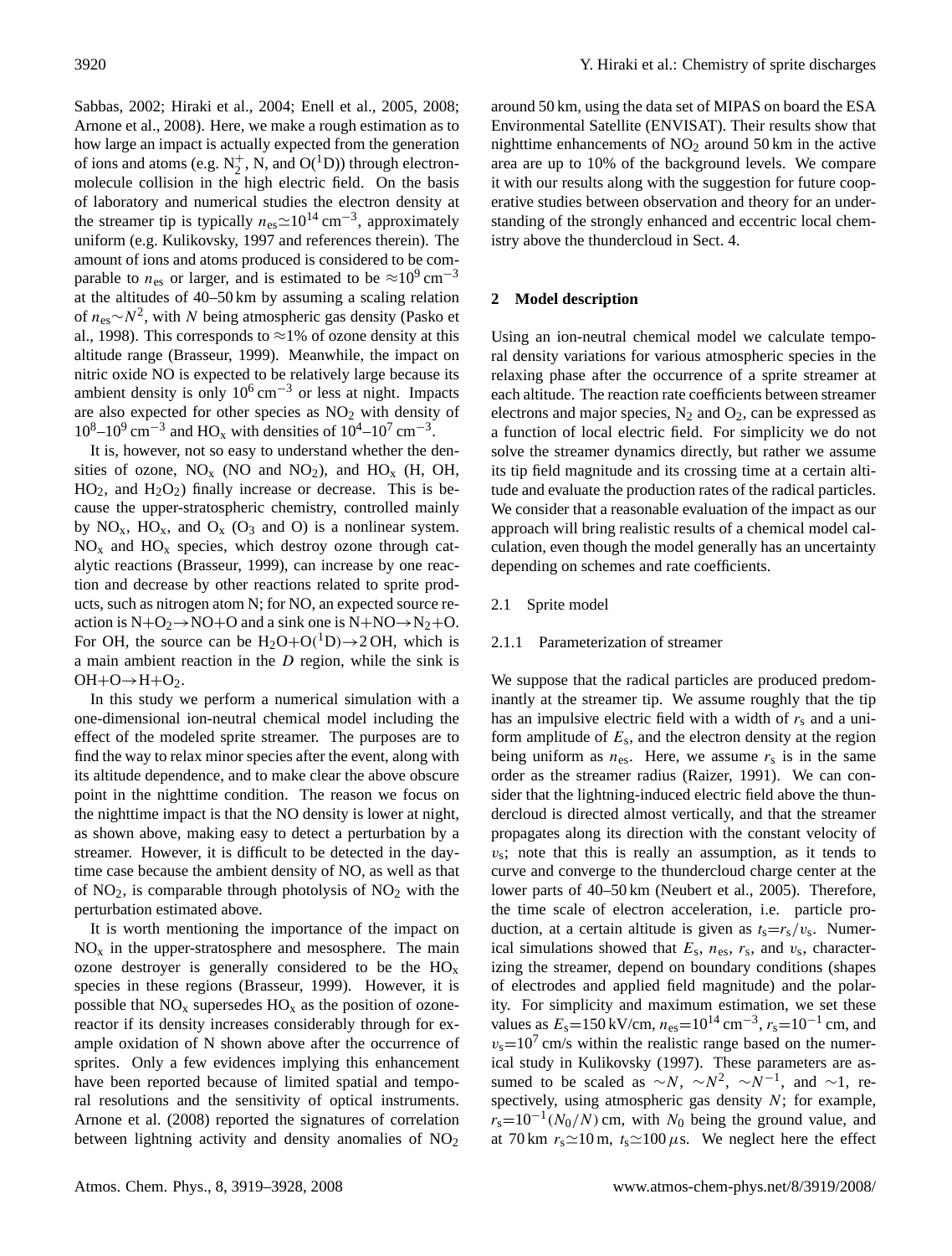Sabbas, 2002; Hiraki et al., 2004; Enell et al., 2005, 2008; Arnone et al., 2008). Here, we make a rough estimation as to how large an impact is actually expected from the generation of ions and atoms (e.g. $N_2^+$, N, and $O(^1D)$) through electron-molecule collision in the high electric field. On the basis of laboratory and numerical studies the electron density at the streamer tip is typically $n_{es} \simeq 10^{14}\,cm^{-3}$, approximately uniform (e.g. Kulikovsky, 1997 and references therein). The amount of ions and atoms produced is considered to be comparable to $n_{es}$ or larger, and is estimated to be $\approx 10^9\,cm^{-3}$ at the altitudes of 40–50 km by assuming a scaling relation of $n_{es} \sim N^2$, with $N$ being atmospheric gas density (Pasko et al., 1998). This corresponds to $\approx$1% of ozone density at this altitude range (Brasseur, 1999). Meanwhile, the impact on nitric oxide NO is expected to be relatively large because its ambient density is only $10^6\,cm^{-3}$ or less at night. Impacts are also expected for other species as $NO_2$ with density of $10^8$–$10^9\,cm^{-3}$ and $HO_x$ with densities of $10^4$–$10^7\,cm^{-3}$.

It is, however, not so easy to understand whether the densities of ozone, $NO_x$ (NO and $NO_2$), and $HO_x$ (H, OH, $HO_2$, and $H_2O_2$) finally increase or decrease. This is because the upper-stratospheric chemistry, controlled mainly by $NO_x$, $HO_x$, and $O_x$ ($O_3$ and O) is a nonlinear system. $NO_x$ and $HO_x$ species, which destroy ozone through catalytic reactions (Brasseur, 1999), can increase by one reaction and decrease by other reactions related to sprite products, such as nitrogen atom N; for NO, an expected source reaction is $N+O_2 \rightarrow NO+O$ and a sink one is $N+NO \rightarrow N_2+O$. For OH, the source can be $H_2O+O(^1D) \rightarrow 2\,OH$, which is a main ambient reaction in the $D$ region, while the sink is $OH+O \rightarrow H+O_2$.

In this study we perform a numerical simulation with a one-dimensional ion-neutral chemical model including the effect of the modeled sprite streamer. The purposes are to find the way to relax minor species after the event, along with its altitude dependence, and to make clear the above obscure point in the nighttime condition. The reason we focus on the nighttime impact is that the NO density is lower at night, as shown above, making easy to detect a perturbation by a streamer. However, it is difficult to be detected in the daytime case because the ambient density of NO, as well as that of $NO_2$, is comparable through photolysis of $NO_2$ with the perturbation estimated above.

It is worth mentioning the importance of the impact on $NO_x$ in the upper-stratosphere and mesosphere. The main ozone destroyer is generally considered to be the $HO_x$ species in these regions (Brasseur, 1999). However, it is possible that $NO_x$ supersedes $HO_x$ as the position of ozone-reactor if its density increases considerably through for example oxidation of N shown above after the occurrence of sprites. Only a few evidences implying this enhancement have been reported because of limited spatial and temporal resolutions and the sensitivity of optical instruments. Arnone et al. (2008) reported the signatures of correlation between lightning activity and density anomalies of $NO_2$ around 50 km, using the data set of MIPAS on board the ESA Environmental Satellite (ENVISAT). Their results show that nighttime enhancements of $NO_2$ around 50 km in the active area are up to 10% of the background levels. We compare it with our results along with the suggestion for future cooperative studies between observation and theory for an understanding of the strongly enhanced and eccentric local chemistry above the thundercloud in Sect. 4.

## 2 Model description

Using an ion-neutral chemical model we calculate temporal density variations for various atmospheric species in the relaxing phase after the occurrence of a sprite streamer at each altitude. The reaction rate coefficients between streamer electrons and major species, $N_2$ and $O_2$, can be expressed as a function of local electric field. For simplicity we do not solve the streamer dynamics directly, but rather we assume its tip field magnitude and its crossing time at a certain altitude and evaluate the production rates of the radical particles. We consider that a reasonable evaluation of the impact as our approach will bring realistic results of a chemical model calculation, even though the model generally has an uncertainty depending on schemes and rate coefficients.

### 2.1 Sprite model

#### 2.1.1 Parameterization of streamer

We suppose that the radical particles are produced predominantly at the streamer tip. We assume roughly that the tip has an impulsive electric field with a width of $r_s$ and a uniform amplitude of $E_s$, and the electron density at the region being uniform as $n_{es}$. Here, we assume $r_s$ is in the same order as the streamer radius (Raizer, 1991). We can consider that the lightning-induced electric field above the thundercloud is directed almost vertically, and that the streamer propagates along its direction with the constant velocity of $v_s$; note that this is really an assumption, as it tends to curve and converge to the thundercloud charge center at the lower parts of 40–50 km (Neubert et al., 2005). Therefore, the time scale of electron acceleration, i.e. particle production, at a certain altitude is given as $t_s = r_s/v_s$. Numerical simulations showed that $E_s$, $n_{es}$, $r_s$, and $v_s$, characterizing the streamer, depend on boundary conditions (shapes of electrodes and applied field magnitude) and the polarity. For simplicity and maximum estimation, we set these values as $E_s = 150\,kV/cm$, $n_{es} = 10^{14}\,cm^{-3}$, $r_s = 10^{-1}\,cm$, and $v_s = 10^7\,cm/s$ within the realistic range based on the numerical study in Kulikovsky (1997). These parameters are assumed to be scaled as $\sim N$, $\sim N^2$, $\sim N^{-1}$, and $\sim 1$, respectively, using atmospheric gas density $N$; for example, $r_s = 10^{-1}(N_0/N)$ cm, with $N_0$ being the ground value, and at 70 km $r_s \simeq 10$ m, $t_s \simeq 100\,\mu s$. We neglect here the effect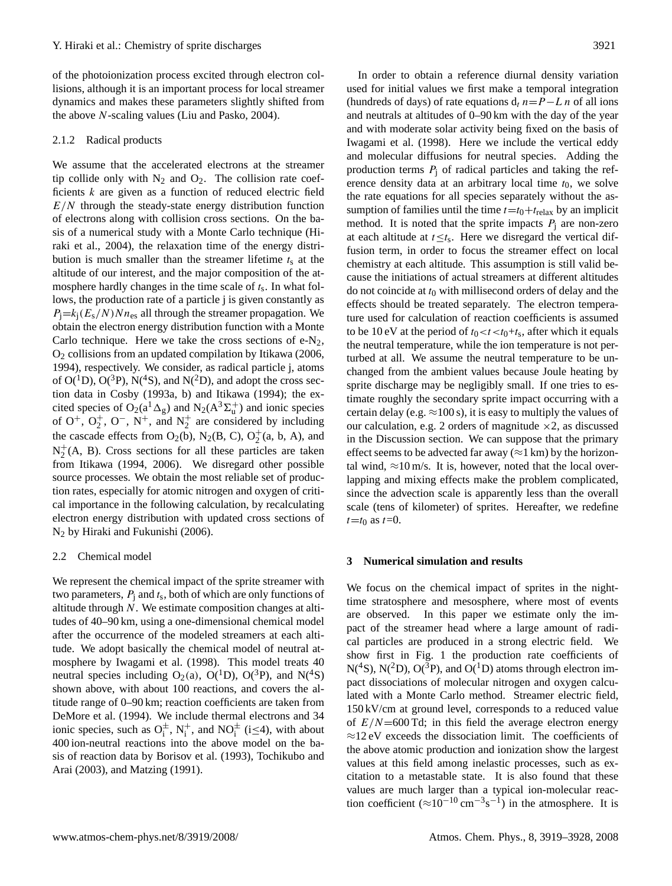of the photoionization process excited through electron collisions, although it is an important process for local streamer dynamics and makes these parameters slightly shifted from the above $N$-scaling values (Liu and Pasko, 2004).

### 2.1.2 Radical products

We assume that the accelerated electrons at the streamer tip collide only with $N_2$ and $O_2$. The collision rate coefficients $k$ are given as a function of reduced electric field $E/N$ through the steady-state energy distribution function of electrons along with collision cross sections. On the basis of a numerical study with a Monte Carlo technique (Hiraki et al., 2004), the relaxation time of the energy distribution is much smaller than the streamer lifetime $t_s$ at the altitude of our interest, and the major composition of the atmosphere hardly changes in the time scale of $t_s$. In what follows, the production rate of a particle j is given constantly as $P_j = k_j(E_s/N)Nn_{es}$ all through the streamer propagation. We obtain the electron energy distribution function with a Monte Carlo technique. Here we take the cross sections of e-$N_2$, $O_2$ collisions from an updated compilation by Itikawa (2006, 1994), respectively. We consider, as radical particle j, atoms of $O(^1D)$, $O(^3P)$, $N(^4S)$, and $N(^2D)$, and adopt the cross section data in Cosby (1993a, b) and Itikawa (1994); the excited species of $O_2(a^1\Delta_g)$ and $N_2(A^3\Sigma_u^+)$ and ionic species of $O^+$, $O_2^+$, $O^-$, $N^+$, and $N_2^+$ are considered by including the cascade effects from $O_2(b)$, $N_2(B, C)$, $O_2^+(a, b, A)$, and $N_2^+(A, B)$. Cross sections for all these particles are taken from Itikawa (1994, 2006). We disregard other possible source processes. We obtain the most reliable set of production rates, especially for atomic nitrogen and oxygen of critical importance in the following calculation, by recalculating electron energy distribution with updated cross sections of $N_2$ by Hiraki and Fukunishi (2006).

## 2.2 Chemical model

We represent the chemical impact of the sprite streamer with two parameters, $P_j$ and $t_s$, both of which are only functions of altitude through $N$. We estimate composition changes at altitudes of 40–90 km, using a one-dimensional chemical model after the occurrence of the modeled streamers at each altitude. We adopt basically the chemical model of neutral atmosphere by Iwagami et al. (1998). This model treats 40 neutral species including $O_2(a)$, $O(^1D)$, $O(^3P)$, and $N(^4S)$ shown above, with about 100 reactions, and covers the altitude range of 0–90 km; reaction coefficients are taken from DeMore et al. (1994). We include thermal electrons and 34 ionic species, such as $O_i^\pm$, $N_i^+$, and $NO_i^\pm$ ($i \leq 4$), with about 400 ion-neutral reactions into the above model on the basis of reaction data by Borisov et al. (1993), Tochikubo and Arai (2003), and Matzing (1991).

In order to obtain a reference diurnal density variation used for initial values we first make a temporal integration (hundreds of days) of rate equations $d_t\, n = P - L\, n$ of all ions and neutrals at altitudes of 0–90 km with the day of the year and with moderate solar activity being fixed on the basis of Iwagami et al. (1998). Here we include the vertical eddy and molecular diffusions for neutral species. Adding the production terms $P_j$ of radical particles and taking the reference density data at an arbitrary local time $t_0$, we solve the rate equations for all species separately without the assumption of families until the time $t = t_0 + t_{relax}$ by an implicit method. It is noted that the sprite impacts $P_j$ are non-zero at each altitude at $t \leq t_s$. Here we disregard the vertical diffusion term, in order to focus the streamer effect on local chemistry at each altitude. This assumption is still valid because the initiations of actual streamers at different altitudes do not coincide at $t_0$ with millisecond orders of delay and the effects should be treated separately. The electron temperature used for calculation of reaction coefficients is assumed to be 10 eV at the period of $t_0 < t < t_0 + t_s$, after which it equals the neutral temperature, while the ion temperature is not perturbed at all. We assume the neutral temperature to be unchanged from the ambient values because Joule heating by sprite discharge may be negligibly small. If one tries to estimate roughly the secondary sprite impact occurring with a certain delay (e.g. $\approx$100 s), it is easy to multiply the values of our calculation, e.g. 2 orders of magnitude $\times 2$, as discussed in the Discussion section. We can suppose that the primary effect seems to be advected far away ($\approx$1 km) by the horizontal wind, $\approx$10 m/s. It is, however, noted that the local overlapping and mixing effects make the problem complicated, since the advection scale is apparently less than the overall scale (tens of kilometer) of sprites. Hereafter, we redefine $t = t_0$ as $t = 0$.

# 3 Numerical simulation and results

We focus on the chemical impact of sprites in the nighttime stratosphere and mesosphere, where most of events are observed. In this paper we estimate only the impact of the streamer head where a large amount of radical particles are produced in a strong electric field. We show first in Fig. 1 the production rate coefficients of $N(^4S)$, $N(^2D)$, $O(^3P)$, and $O(^1D)$ atoms through electron impact dissociations of molecular nitrogen and oxygen calculated with a Monte Carlo method. Streamer electric field, 150 kV/cm at ground level, corresponds to a reduced value of $E/N$=600 Td; in this field the average electron energy $\approx$12 eV exceeds the dissociation limit. The coefficients of the above atomic production and ionization show the largest values at this field among inelastic processes, such as excitation to a metastable state. It is also found that these values are much larger than a typical ion-molecular reaction coefficient ($\approx 10^{-10}\,\mathrm{cm^{-3}s^{-1}}$) in the atmosphere. It is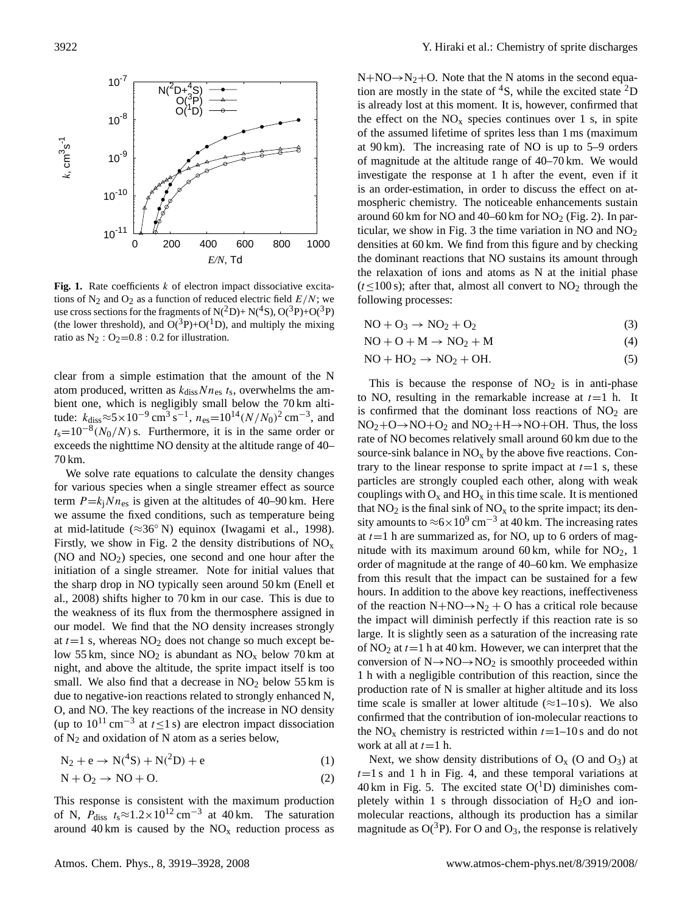**Fig. 1.** Rate coefficients $k$ of electron impact dissociative excitations of $N_2$ and $O_2$ as a function of reduced electric field $E/N$; we use cross sections for the fragments of $N(^2D)$+ $N(^4S)$, $O(^3P)$+$O(^3P)$ (the lower threshold), and $O(^3P)$+$O(^1D)$, and multiply the mixing ratio as $N_2 : O_2$=0.8 : 0.2 for illustration.

clear from a simple estimation that the amount of the N atom produced, written as $k_{diss} N n_{es}\, t_s$, overwhelms the ambient one, which is negligibly small below the 70 km altitude: $k_{diss} \approx 5\times10^{-9}$ cm$^3$ s$^{-1}$, $n_{es}=10^{14}(N/N_0)^2$ cm$^{-3}$, and $t_s=10^{-8}(N_0/N)$ s. Furthermore, it is in the same order or exceeds the nighttime NO density at the altitude range of 40–70 km.

We solve rate equations to calculate the density changes for various species when a single streamer effect as source term $P=k_j N n_{es}$ is given at the altitudes of 40–90 km. Here we assume the fixed conditions, such as temperature being at mid-latitude ($\approx 36^\circ$ N) equinox (Iwagami et al., 1998). Firstly, we show in Fig. 2 the density distributions of $NO_x$ (NO and $NO_2$) species, one second and one hour after the initiation of a single streamer. Note for initial values that the sharp drop in NO typically seen around 50 km (Enell et al., 2008) shifts higher to 70 km in our case. This is due to the weakness of its flux from the thermosphere assigned in our model. We find that the NO density increases strongly at $t$=1 s, whereas $NO_2$ does not change so much except below 55 km, since $NO_2$ is abundant as $NO_x$ below 70 km at night, and above the altitude, the sprite impact itself is too small. We also find that a decrease in $NO_2$ below 55 km is due to negative-ion reactions related to strongly enhanced N, O, and NO. The key reactions of the increase in NO density (up to $10^{11}$ cm$^{-3}$ at $t \le 1$ s) are electron impact dissociation of $N_2$ and oxidation of N atom as a series below,

$$N_2 + e \rightarrow N(^4S) + N(^2D) + e \tag{1}$$

$$N + O_2 \rightarrow NO + O. \tag{2}$$

This response is consistent with the maximum production of N, $P_{diss}\ t_s \approx 1.2\times10^{12}$ cm$^{-3}$ at 40 km. The saturation around 40 km is caused by the $NO_x$ reduction process as $N+NO \rightarrow N_2+O$. Note that the N atoms in the second equation are mostly in the state of $^4S$, while the excited state $^2D$ is already lost at this moment. It is, however, confirmed that the effect on the $NO_x$ species continues over 1 s, in spite of the assumed lifetime of sprites less than 1 ms (maximum at 90 km). The increasing rate of NO is up to 5–9 orders of magnitude at the altitude range of 40–70 km. We would investigate the response at 1 h after the event, even if it is an order-estimation, in order to discuss the effect on atmospheric chemistry. The noticeable enhancements sustain around 60 km for NO and 40–60 km for $NO_2$ (Fig. 2). In particular, we show in Fig. 3 the time variation in NO and $NO_2$ densities at 60 km. We find from this figure and by checking the dominant reactions that NO sustains its amount through the relaxation of ions and atoms as N at the initial phase ($t \le 100$ s); after that, almost all convert to $NO_2$ through the following processes:

$$NO + O_3 \rightarrow NO_2 + O_2 \tag{3}$$

$$NO + O + M \rightarrow NO_2 + M \tag{4}$$

$$NO + HO_2 \rightarrow NO_2 + OH. \tag{5}$$

This is because the response of $NO_2$ is in anti-phase to NO, resulting in the remarkable increase at $t$=1 h. It is confirmed that the dominant loss reactions of $NO_2$ are $NO_2+O \rightarrow NO+O_2$ and $NO_2+H \rightarrow NO+OH$. Thus, the loss rate of NO becomes relatively small around 60 km due to the source-sink balance in $NO_x$ by the above five reactions. Contrary to the linear response to sprite impact at $t$=1 s, these particles are strongly coupled each other, along with weak couplings with $O_x$ and $HO_x$ in this time scale. It is mentioned that $NO_2$ is the final sink of $NO_x$ to the sprite impact; its density amounts to $\approx 6\times10^9$ cm$^{-3}$ at 40 km. The increasing rates at $t$=1 h are summarized as, for NO, up to 6 orders of magnitude with its maximum around 60 km, while for $NO_2$, 1 order of magnitude at the range of 40–60 km. We emphasize from this result that the impact can be sustained for a few hours. In addition to the above key reactions, ineffectiveness of the reaction $N+NO \rightarrow N_2 + O$ has a critical role because the impact will diminish perfectly if this reaction rate is so large. It is slightly seen as a saturation of the increasing rate of $NO_2$ at $t$=1 h at 40 km. However, we can interpret that the conversion of $N \rightarrow NO \rightarrow NO_2$ is smoothly proceeded within 1 h with a negligible contribution of this reaction, since the production rate of N is smaller at higher altitude and its loss time scale is smaller at lower altitude ($\approx$1–10 s). We also confirmed that the contribution of ion-molecular reactions to the $NO_x$ chemistry is restricted within $t$=1–10 s and do not work at all at $t$=1 h.

Next, we show density distributions of $O_x$ (O and $O_3$) at $t$=1 s and 1 h in Fig. 4, and these temporal variations at 40 km in Fig. 5. The excited state $O(^1D)$ diminishes completely within 1 s through dissociation of $H_2O$ and ion-molecular reactions, although its production has a similar magnitude as $O(^3P)$. For O and $O_3$, the response is relatively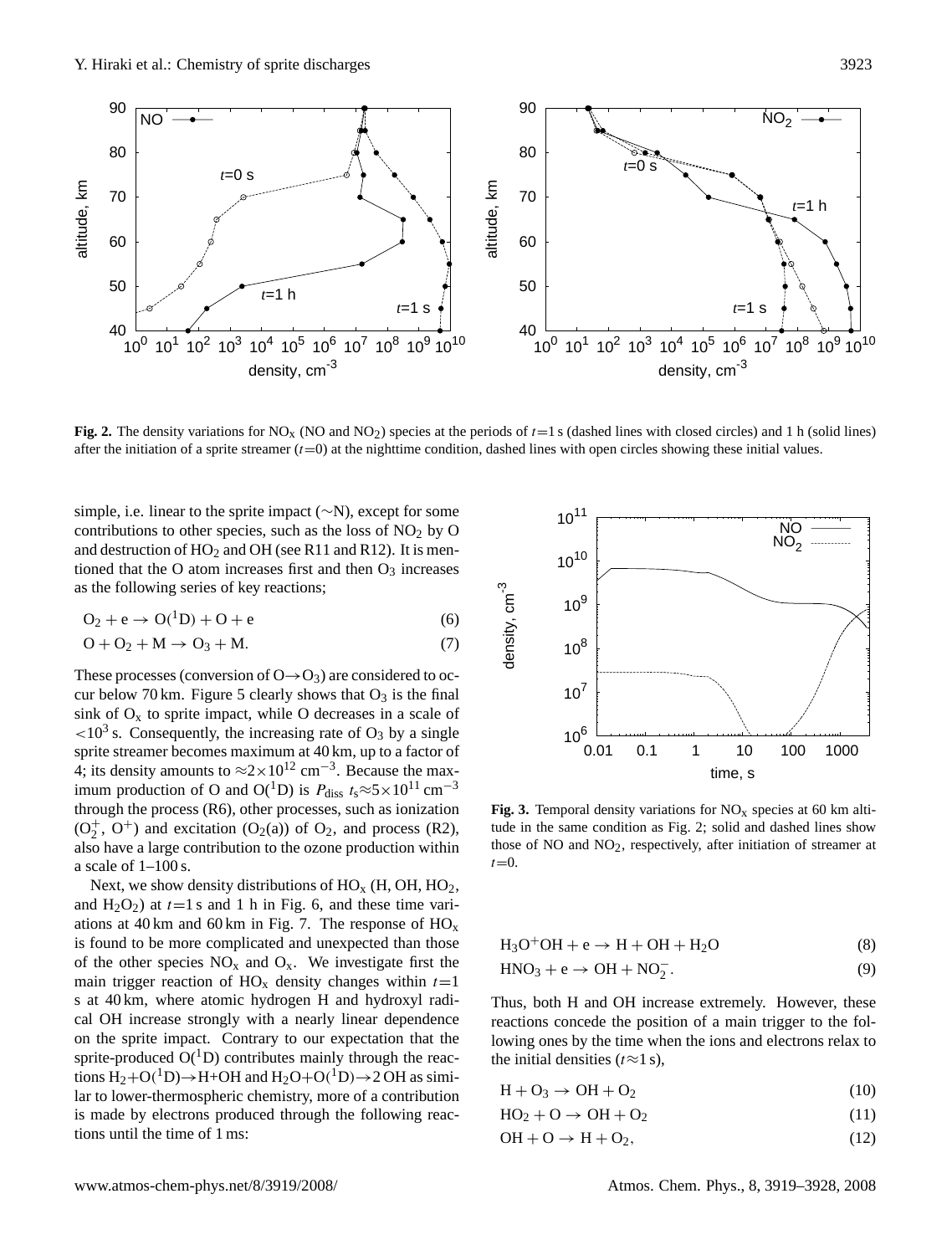**Fig. 2.** The density variations for $NO_x$ (NO and $NO_2$) species at the periods of $t$=1 s (dashed lines with closed circles) and 1 h (solid lines) after the initiation of a sprite streamer ($t$=0) at the nighttime condition, dashed lines with open circles showing these initial values.

simple, i.e. linear to the sprite impact (∼N), except for some contributions to other species, such as the loss of $NO_2$ by O and destruction of $HO_2$ and OH (see R11 and R12). It is mentioned that the O atom increases first and then $O_3$ increases as the following series of key reactions;

$$O_2 + e \rightarrow O(^1D) + O + e \quad (6)$$

$$O + O_2 + M \rightarrow O_3 + M. \quad (7)$$

These processes (conversion of O→$O_3$) are considered to occur below 70 km. Figure 5 clearly shows that $O_3$ is the final sink of $O_x$ to sprite impact, while O decreases in a scale of $<10^3$ s. Consequently, the increasing rate of $O_3$ by a single sprite streamer becomes maximum at 40 km, up to a factor of 4; its density amounts to $\approx 2\times10^{12}$ cm$^{-3}$. Because the maximum production of O and O($^1$D) is $P_{diss}\ t_s \approx 5\times10^{11}$ cm$^{-3}$ through the process (R6), other processes, such as ionization ($O_2^+$, $O^+$) and excitation ($O_2$(a)) of $O_2$, and process (R2), also have a large contribution to the ozone production within a scale of 1–100 s.

Next, we show density distributions of $HO_x$ (H, OH, $HO_2$, and $H_2O_2$) at $t$=1 s and 1 h in Fig. 6, and these time variations at 40 km and 60 km in Fig. 7. The response of $HO_x$ is found to be more complicated and unexpected than those of the other species $NO_x$ and $O_x$. We investigate first the main trigger reaction of $HO_x$ density changes within $t$=1 s at 40 km, where atomic hydrogen H and hydroxyl radical OH increase strongly with a nearly linear dependence on the sprite impact. Contrary to our expectation that the sprite-produced O($^1$D) contributes mainly through the reactions $H_2$+O($^1$D)→H+OH and $H_2O$+O($^1$D)→2 OH as similar to lower-thermospheric chemistry, more of a contribution is made by electrons produced through the following reactions until the time of 1 ms:

**Fig. 3.** Temporal density variations for $NO_x$ species at 60 km altitude in the same condition as Fig. 2; solid and dashed lines show those of NO and $NO_2$, respectively, after initiation of streamer at $t$=0.

$$H_3O^+OH + e \rightarrow H + OH + H_2O \quad (8)$$

$$HNO_3 + e \rightarrow OH + NO_2^-. \quad (9)$$

Thus, both H and OH increase extremely. However, these reactions concede the position of a main trigger to the following ones by the time when the ions and electrons relax to the initial densities ($t\approx1$ s),

$$H + O_3 \rightarrow OH + O_2 \quad (10)$$

$$HO_2 + O \rightarrow OH + O_2 \quad (11)$$

$$OH + O \rightarrow H + O_2, \quad (12)$$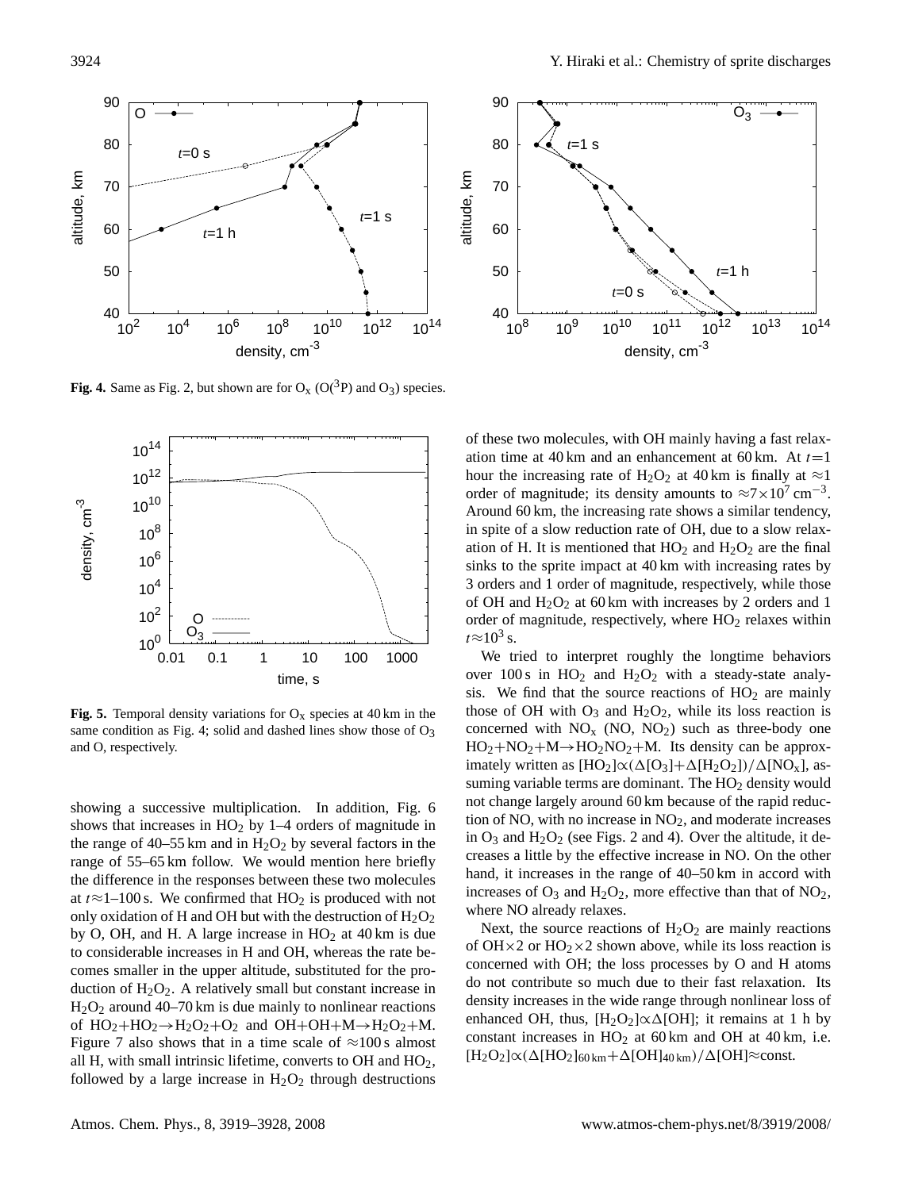**Fig. 4.** Same as Fig. 2, but shown are for $O_x$ ($O(^3P)$ and $O_3$) species.

**Fig. 5.** Temporal density variations for $O_x$ species at 40 km in the same condition as Fig. 4; solid and dashed lines show those of $O_3$ and O, respectively.

showing a successive multiplication. In addition, Fig. 6 shows that increases in $HO_2$ by 1–4 orders of magnitude in the range of 40–55 km and in $H_2O_2$ by several factors in the range of 55–65 km follow. We would mention here briefly the difference in the responses between these two molecules at $t \approx 1$–100 s. We confirmed that $HO_2$ is produced with not only oxidation of H and OH but with the destruction of $H_2O_2$ by O, OH, and H. A large increase in $HO_2$ at 40 km is due to considerable increases in H and OH, whereas the rate becomes smaller in the upper altitude, substituted for the production of $H_2O_2$. A relatively small but constant increase in $H_2O_2$ around 40–70 km is due mainly to nonlinear reactions of $HO_2+HO_2 \rightarrow H_2O_2+O_2$ and $OH+OH+M \rightarrow H_2O_2+M$. Figure 7 also shows that in a time scale of $\approx$100 s almost all H, with small intrinsic lifetime, converts to OH and $HO_2$, followed by a large increase in $H_2O_2$ through destructions of these two molecules, with OH mainly having a fast relaxation time at 40 km and an enhancement at 60 km. At $t=1$ hour the increasing rate of $H_2O_2$ at 40 km is finally at $\approx$1 order of magnitude; its density amounts to $\approx 7\times10^7\,\mathrm{cm^{-3}}$. Around 60 km, the increasing rate shows a similar tendency, in spite of a slow reduction rate of OH, due to a slow relaxation of H. It is mentioned that $HO_2$ and $H_2O_2$ are the final sinks to the sprite impact at 40 km with increasing rates by 3 orders and 1 order of magnitude, respectively, while those of OH and $H_2O_2$ at 60 km with increases by 2 orders and 1 order of magnitude, respectively, where $HO_2$ relaxes within $t \approx 10^3$ s.

We tried to interpret roughly the longtime behaviors over 100 s in $HO_2$ and $H_2O_2$ with a steady-state analysis. We find that the source reactions of $HO_2$ are mainly those of OH with $O_3$ and $H_2O_2$, while its loss reaction is concerned with $NO_x$ (NO, $NO_2$) such as three-body one $HO_2+NO_2+M \rightarrow HO_2NO_2+M$. Its density can be approximately written as $[HO_2] \propto (\Delta[O_3]+\Delta[H_2O_2])/\Delta[NO_x]$, assuming variable terms are dominant. The $HO_2$ density would not change largely around 60 km because of the rapid reduction of NO, with no increase in $NO_2$, and moderate increases in $O_3$ and $H_2O_2$ (see Figs. 2 and 4). Over the altitude, it decreases a little by the effective increase in NO. On the other hand, it increases in the range of 40–50 km in accord with increases of $O_3$ and $H_2O_2$, more effective than that of $NO_2$, where NO already relaxes.

Next, the source reactions of $H_2O_2$ are mainly reactions of $OH\times2$ or $HO_2\times2$ shown above, while its loss reaction is concerned with OH; the loss processes by O and H atoms do not contribute so much due to their fast relaxation. Its density increases in the wide range through nonlinear loss of enhanced OH, thus, $[H_2O_2] \propto \Delta[OH]$; it remains at 1 h by constant increases in $HO_2$ at 60 km and OH at 40 km, i.e. $[H_2O_2] \propto (\Delta[HO_2]_{60\,\mathrm{km}}+\Delta[OH]_{40\,\mathrm{km}})/\Delta[OH] \approx \mathrm{const}$.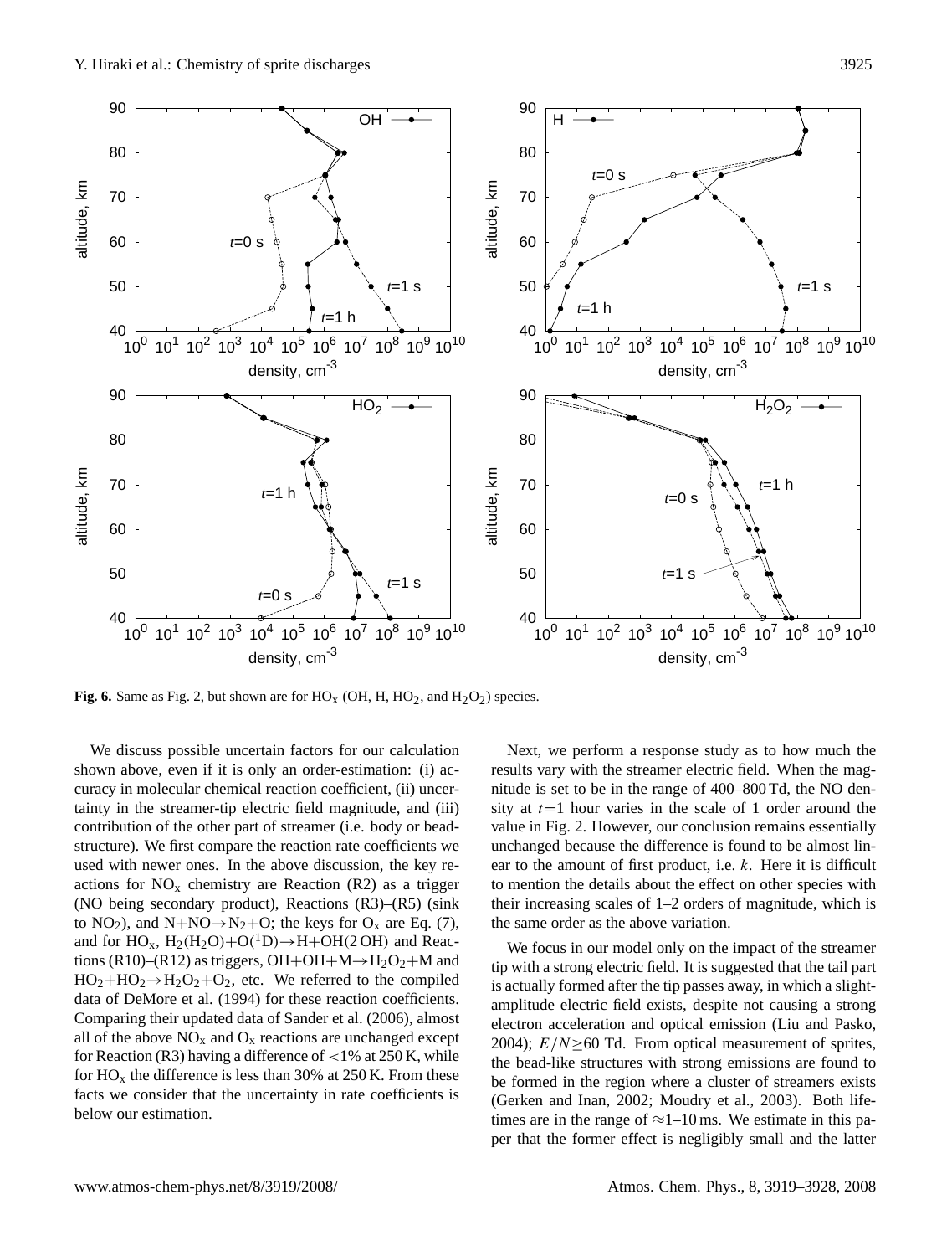**Fig. 6.** Same as Fig. 2, but shown are for $HO_x$ (OH, H, $HO_2$, and $H_2O_2$) species.

We discuss possible uncertain factors for our calculation shown above, even if it is only an order-estimation: (i) accuracy in molecular chemical reaction coefficient, (ii) uncertainty in the streamer-tip electric field magnitude, and (iii) contribution of the other part of streamer (i.e. body or bead-structure). We first compare the reaction rate coefficients we used with newer ones. In the above discussion, the key reactions for $NO_x$ chemistry are Reaction (R2) as a trigger (NO being secondary product), Reactions (R3)–(R5) (sink to $NO_2$), and $N+NO \rightarrow N_2+O$; the keys for $O_x$ are Eq. (7), and for $HO_x$, $H_2(H_2O)+O(^1D) \rightarrow H+OH(2\,OH)$ and Reactions (R10)–(R12) as triggers, $OH+OH+M \rightarrow H_2O_2+M$ and $HO_2+HO_2 \rightarrow H_2O_2+O_2$, etc. We referred to the compiled data of DeMore et al. (1994) for these reaction coefficients. Comparing their updated data of Sander et al. (2006), almost all of the above $NO_x$ and $O_x$ reactions are unchanged except for Reaction (R3) having a difference of <1% at 250 K, while for $HO_x$ the difference is less than 30% at 250 K. From these facts we consider that the uncertainty in rate coefficients is below our estimation.

Next, we perform a response study as to how much the results vary with the streamer electric field. When the magnitude is set to be in the range of 400–800 Td, the NO density at $t$=1 hour varies in the scale of 1 order around the value in Fig. 2. However, our conclusion remains essentially unchanged because the difference is found to be almost linear to the amount of first product, i.e. $k$. Here it is difficult to mention the details about the effect on other species with their increasing scales of 1–2 orders of magnitude, which is the same order as the above variation.

We focus in our model only on the impact of the streamer tip with a strong electric field. It is suggested that the tail part is actually formed after the tip passes away, in which a slight-amplitude electric field exists, despite not causing a strong electron acceleration and optical emission (Liu and Pasko, 2004); $E/N \geq 60$ Td. From optical measurement of sprites, the bead-like structures with strong emissions are found to be formed in the region where a cluster of streamers exists (Gerken and Inan, 2002; Moudry et al., 2003). Both lifetimes are in the range of $\approx$1–10 ms. We estimate in this paper that the former effect is negligibly small and the latter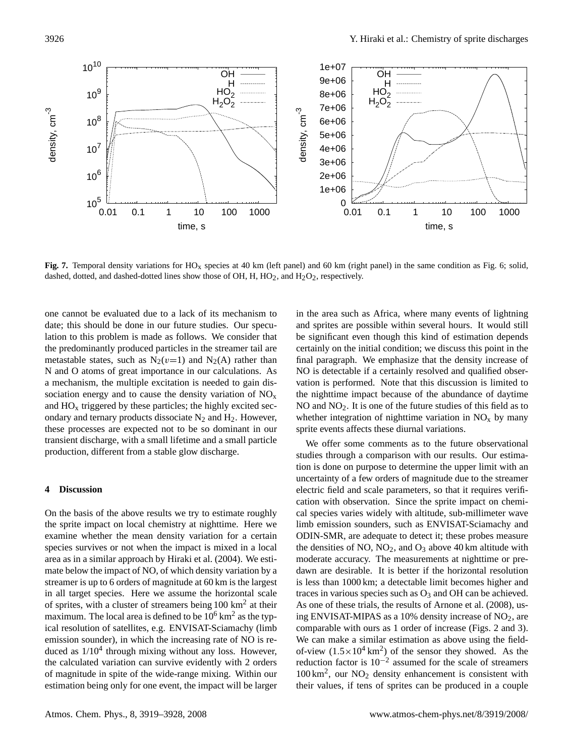**Fig. 7.** Temporal density variations for $HO_x$ species at 40 km (left panel) and 60 km (right panel) in the same condition as Fig. 6; solid, dashed, dotted, and dashed-dotted lines show those of OH, H, $HO_2$, and $H_2O_2$, respectively.

one cannot be evaluated due to a lack of its mechanism to date; this should be done in our future studies. Our speculation to this problem is made as follows. We consider that the predominantly produced particles in the streamer tail are metastable states, such as $N_2(v=1)$ and $N_2(A)$ rather than N and O atoms of great importance in our calculations. As a mechanism, the multiple excitation is needed to gain dissociation energy and to cause the density variation of $NO_x$ and $HO_x$ triggered by these particles; the highly excited secondary and ternary products dissociate $N_2$ and $H_2$. However, these processes are expected not to be so dominant in our transient discharge, with a small lifetime and a small particle production, different from a stable glow discharge.

## 4 Discussion

On the basis of the above results we try to estimate roughly the sprite impact on local chemistry at nighttime. Here we examine whether the mean density variation for a certain species survives or not when the impact is mixed in a local area as in a similar approach by Hiraki et al. (2004). We estimate below the impact of NO, of which density variation by a streamer is up to 6 orders of magnitude at 60 km is the largest in all target species. Here we assume the horizontal scale of sprites, with a cluster of streamers being 100 $km^2$ at their maximum. The local area is defined to be $10^6$ $km^2$ as the typical resolution of satellites, e.g. ENVISAT-Sciamachy (limb emission sounder), in which the increasing rate of NO is reduced as $1/10^4$ through mixing without any loss. However, the calculated variation can survive evidently with 2 orders of magnitude in spite of the wide-range mixing. Within our estimation being only for one event, the impact will be larger in the area such as Africa, where many events of lightning and sprites are possible within several hours. It would still be significant even though this kind of estimation depends certainly on the initial condition; we discuss this point in the final paragraph. We emphasize that the density increase of NO is detectable if a certainly resolved and qualified observation is performed. Note that this discussion is limited to the nighttime impact because of the abundance of daytime NO and $NO_2$. It is one of the future studies of this field as to whether integration of nighttime variation in $NO_x$ by many sprite events affects these diurnal variations.

We offer some comments as to the future observational studies through a comparison with our results. Our estimation is done on purpose to determine the upper limit with an uncertainty of a few orders of magnitude due to the streamer electric field and scale parameters, so that it requires verification with observation. Since the sprite impact on chemical species varies widely with altitude, sub-millimeter wave limb emission sounders, such as ENVISAT-Sciamachy and ODIN-SMR, are adequate to detect it; these probes measure the densities of NO, $NO_2$, and $O_3$ above 40 km altitude with moderate accuracy. The measurements at nighttime or predawn are desirable. It is better if the horizontal resolution is less than 1000 km; a detectable limit becomes higher and traces in various species such as $O_3$ and OH can be achieved. As one of these trials, the results of Arnone et al. (2008), using ENVISAT-MIPAS as a 10% density increase of $NO_2$, are comparable with ours as 1 order of increase (Figs. 2 and 3). We can make a similar estimation as above using the field-of-view ($1.5\times10^4$ $km^2$) of the sensor they showed. As the reduction factor is $10^{-2}$ assumed for the scale of streamers 100 $km^2$, our $NO_2$ density enhancement is consistent with their values, if tens of sprites can be produced in a couple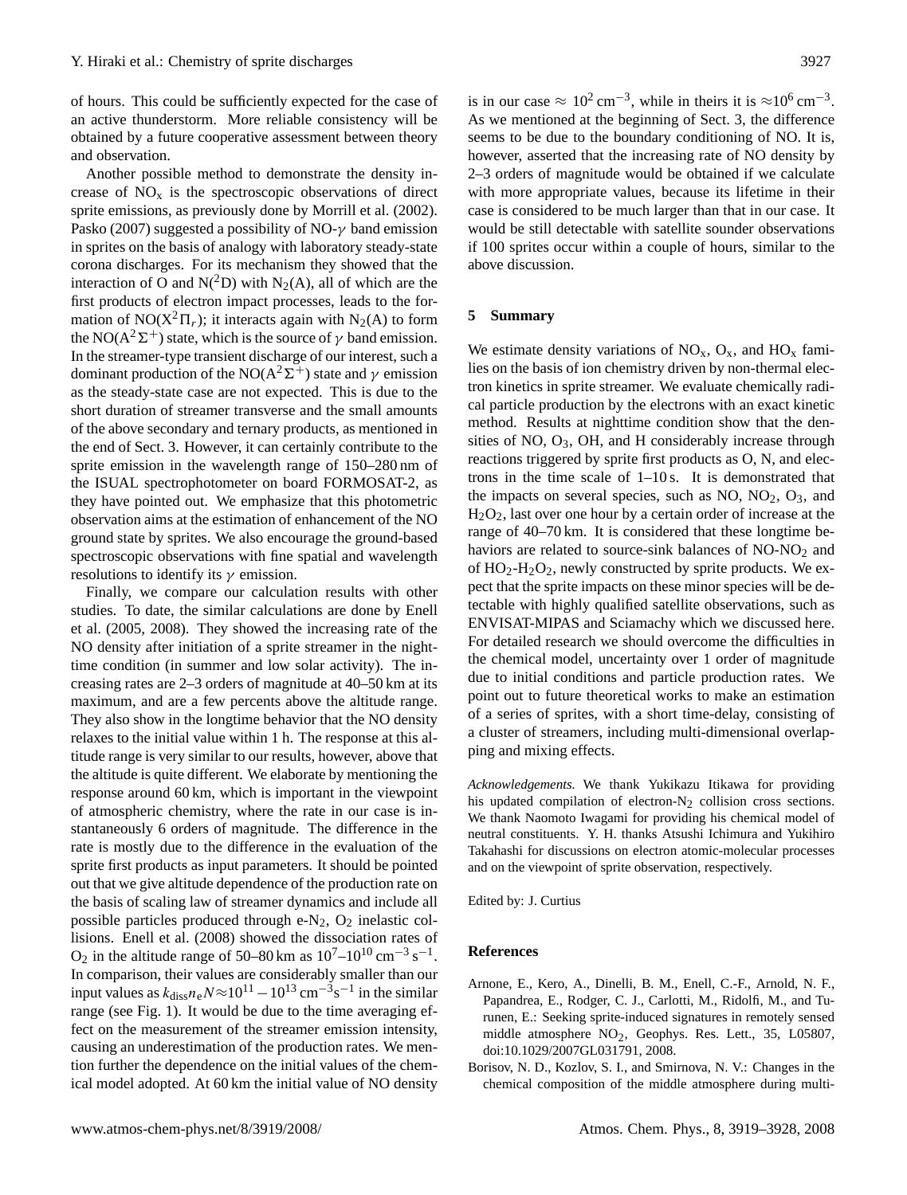of hours. This could be sufficiently expected for the case of an active thunderstorm. More reliable consistency will be obtained by a future cooperative assessment between theory and observation.

Another possible method to demonstrate the density increase of $NO_x$ is the spectroscopic observations of direct sprite emissions, as previously done by Morrill et al. (2002). Pasko (2007) suggested a possibility of NO-$\gamma$ band emission in sprites on the basis of analogy with laboratory steady-state corona discharges. For its mechanism they showed that the interaction of O and N($^2$D) with $N_2$(A), all of which are the first products of electron impact processes, leads to the formation of NO($X^2\Pi_r$); it interacts again with $N_2$(A) to form the NO($A^2\Sigma^+$) state, which is the source of $\gamma$ band emission. In the streamer-type transient discharge of our interest, such a dominant production of the NO($A^2\Sigma^+$) state and $\gamma$ emission as the steady-state case are not expected. This is due to the short duration of streamer transverse and the small amounts of the above secondary and ternary products, as mentioned in the end of Sect. 3. However, it can certainly contribute to the sprite emission in the wavelength range of 150–280 nm of the ISUAL spectrophotometer on board FORMOSAT-2, as they have pointed out. We emphasize that this photometric observation aims at the estimation of enhancement of the NO ground state by sprites. We also encourage the ground-based spectroscopic observations with fine spatial and wavelength resolutions to identify its $\gamma$ emission.

Finally, we compare our calculation results with other studies. To date, the similar calculations are done by Enell et al. (2005, 2008). They showed the increasing rate of the NO density after initiation of a sprite streamer in the nighttime condition (in summer and low solar activity). The increasing rates are 2–3 orders of magnitude at 40–50 km at its maximum, and are a few percents above the altitude range. They also show in the longtime behavior that the NO density relaxes to the initial value within 1 h. The response at this altitude range is very similar to our results, however, above that the altitude is quite different. We elaborate by mentioning the response around 60 km, which is important in the viewpoint of atmospheric chemistry, where the rate in our case is instantaneously 6 orders of magnitude. The difference in the rate is mostly due to the difference in the evaluation of the sprite first products as input parameters. It should be pointed out that we give altitude dependence of the production rate on the basis of scaling law of streamer dynamics and include all possible particles produced through e-$N_2$, $O_2$ inelastic collisions. Enell et al. (2008) showed the dissociation rates of $O_2$ in the altitude range of 50–80 km as $10^7$–$10^{10}\,\mathrm{cm^{-3}\,s^{-1}}$. In comparison, their values are considerably smaller than our input values as $k_{\mathrm{diss}} n_e N \approx 10^{11} - 10^{13}\,\mathrm{cm^{-3} s^{-1}}$ in the similar range (see Fig. 1). It would be due to the time averaging effect on the measurement of the streamer emission intensity, causing an underestimation of the production rates. We mention further the dependence on the initial values of the chemical model adopted. At 60 km the initial value of NO density is in our case $\approx 10^2\,\mathrm{cm^{-3}}$, while in theirs it is $\approx 10^6\,\mathrm{cm^{-3}}$. As we mentioned at the beginning of Sect. 3, the difference seems to be due to the boundary conditioning of NO. It is, however, asserted that the increasing rate of NO density by 2–3 orders of magnitude would be obtained if we calculate with more appropriate values, because its lifetime in their case is considered to be much larger than that in our case. It would be still detectable with satellite sounder observations if 100 sprites occur within a couple of hours, similar to the above discussion.

## 5 Summary

We estimate density variations of $NO_x$, $O_x$, and $HO_x$ families on the basis of ion chemistry driven by non-thermal electron kinetics in sprite streamer. We evaluate chemically radical particle production by the electrons with an exact kinetic method. Results at nighttime condition show that the densities of NO, $O_3$, OH, and H considerably increase through reactions triggered by sprite first products as O, N, and electrons in the time scale of 1–10 s. It is demonstrated that the impacts on several species, such as NO, $NO_2$, $O_3$, and $H_2O_2$, last over one hour by a certain order of increase at the range of 40–70 km. It is considered that these longtime behaviors are related to source-sink balances of NO-$NO_2$ and of $HO_2$-$H_2O_2$, newly constructed by sprite products. We expect that the sprite impacts on these minor species will be detectable with highly qualified satellite observations, such as ENVISAT-MIPAS and Sciamachy which we discussed here. For detailed research we should overcome the difficulties in the chemical model, uncertainty over 1 order of magnitude due to initial conditions and particle production rates. We point out to future theoretical works to make an estimation of a series of sprites, with a short time-delay, consisting of a cluster of streamers, including multi-dimensional overlapping and mixing effects.

*Acknowledgements.* We thank Yukikazu Itikawa for providing his updated compilation of electron-$N_2$ collision cross sections. We thank Naomoto Iwagami for providing his chemical model of neutral constituents. Y. H. thanks Atsushi Ichimura and Yukihiro Takahashi for discussions on electron atomic-molecular processes and on the viewpoint of sprite observation, respectively.

Edited by: J. Curtius

## References

Arnone, E., Kero, A., Dinelli, B. M., Enell, C.-F., Arnold, N. F., Papandrea, E., Rodger, C. J., Carlotti, M., Ridolfi, M., and Turunen, E.: Seeking sprite-induced signatures in remotely sensed middle atmosphere $NO_2$, Geophys. Res. Lett., 35, L05807, doi:10.1029/2007GL031791, 2008.

Borisov, N. D., Kozlov, S. I., and Smirnova, N. V.: Changes in the chemical composition of the middle atmosphere during multi-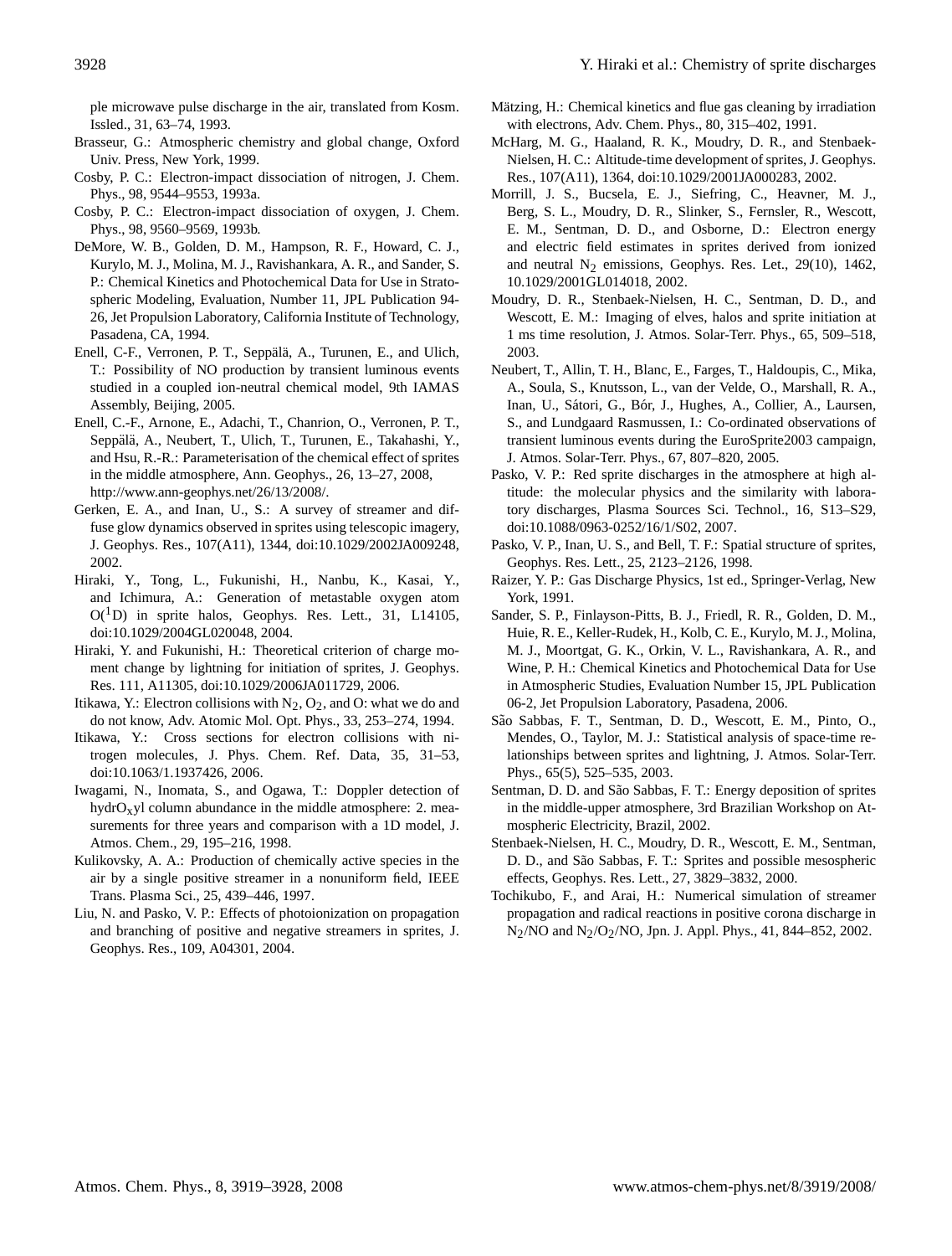ple microwave pulse discharge in the air, translated from Kosm. Issled., 31, 63–74, 1993.

Brasseur, G.: Atmospheric chemistry and global change, Oxford Univ. Press, New York, 1999.

Cosby, P. C.: Electron-impact dissociation of nitrogen, J. Chem. Phys., 98, 9544–9553, 1993a.

Cosby, P. C.: Electron-impact dissociation of oxygen, J. Chem. Phys., 98, 9560–9569, 1993b.

DeMore, W. B., Golden, D. M., Hampson, R. F., Howard, C. J., Kurylo, M. J., Molina, M. J., Ravishankara, A. R., and Sander, S. P.: Chemical Kinetics and Photochemical Data for Use in Stratospheric Modeling, Evaluation, Number 11, JPL Publication 94-26, Jet Propulsion Laboratory, California Institute of Technology, Pasadena, CA, 1994.

Enell, C-F., Verronen, P. T., Seppälä, A., Turunen, E., and Ulich, T.: Possibility of NO production by transient luminous events studied in a coupled ion-neutral chemical model, 9th IAMAS Assembly, Beijing, 2005.

Enell, C.-F., Arnone, E., Adachi, T., Chanrion, O., Verronen, P. T., Seppälä, A., Neubert, T., Ulich, T., Turunen, E., Takahashi, Y., and Hsu, R.-R.: Parameterisation of the chemical effect of sprites in the middle atmosphere, Ann. Geophys., 26, 13–27, 2008, http://www.ann-geophys.net/26/13/2008/.

Gerken, E. A., and Inan, U., S.: A survey of streamer and diffuse glow dynamics observed in sprites using telescopic imagery, J. Geophys. Res., 107(A11), 1344, doi:10.1029/2002JA009248, 2002.

Hiraki, Y., Tong, L., Fukunishi, H., Nanbu, K., Kasai, Y., and Ichimura, A.: Generation of metastable oxygen atom $O(^1D)$ in sprite halos, Geophys. Res. Lett., 31, L14105, doi:10.1029/2004GL020048, 2004.

Hiraki, Y. and Fukunishi, H.: Theoretical criterion of charge moment change by lightning for initiation of sprites, J. Geophys. Res. 111, A11305, doi:10.1029/2006JA011729, 2006.

Itikawa, Y.: Electron collisions with $N_2$, $O_2$, and O: what we do and do not know, Adv. Atomic Mol. Opt. Phys., 33, 253–274, 1994.

Itikawa, Y.: Cross sections for electron collisions with nitrogen molecules, J. Phys. Chem. Ref. Data, 35, 31–53, doi:10.1063/1.1937426, 2006.

Iwagami, N., Inomata, S., and Ogawa, T.: Doppler detection of hydr$O_x$yl column abundance in the middle atmosphere: 2. measurements for three years and comparison with a 1D model, J. Atmos. Chem., 29, 195–216, 1998.

Kulikovsky, A. A.: Production of chemically active species in the air by a single positive streamer in a nonuniform field, IEEE Trans. Plasma Sci., 25, 439–446, 1997.

Liu, N. and Pasko, V. P.: Effects of photoionization on propagation and branching of positive and negative streamers in sprites, J. Geophys. Res., 109, A04301, 2004.

Mätzing, H.: Chemical kinetics and flue gas cleaning by irradiation with electrons, Adv. Chem. Phys., 80, 315–402, 1991.

McHarg, M. G., Haaland, R. K., Moudry, D. R., and Stenbaek-Nielsen, H. C.: Altitude-time development of sprites, J. Geophys. Res., 107(A11), 1364, doi:10.1029/2001JA000283, 2002.

Morrill, J. S., Bucsela, E. J., Siefring, C., Heavner, M. J., Berg, S. L., Moudry, D. R., Slinker, S., Fernsler, R., Wescott, E. M., Sentman, D. D., and Osborne, D.: Electron energy and electric field estimates in sprites derived from ionized and neutral $N_2$ emissions, Geophys. Res. Let., 29(10), 1462, 10.1029/2001GL014018, 2002.

Moudry, D. R., Stenbaek-Nielsen, H. C., Sentman, D. D., and Wescott, E. M.: Imaging of elves, halos and sprite initiation at 1 ms time resolution, J. Atmos. Solar-Terr. Phys., 65, 509–518, 2003.

Neubert, T., Allin, T. H., Blanc, E., Farges, T., Haldoupis, C., Mika, A., Soula, S., Knutsson, L., van der Velde, O., Marshall, R. A., Inan, U., Sátori, G., Bór, J., Hughes, A., Collier, A., Laursen, S., and Lundgaard Rasmussen, I.: Co-ordinated observations of transient luminous events during the EuroSprite2003 campaign, J. Atmos. Solar-Terr. Phys., 67, 807–820, 2005.

Pasko, V. P.: Red sprite discharges in the atmosphere at high altitude: the molecular physics and the similarity with laboratory discharges, Plasma Sources Sci. Technol., 16, S13–S29, doi:10.1088/0963-0252/16/1/S02, 2007.

Pasko, V. P., Inan, U. S., and Bell, T. F.: Spatial structure of sprites, Geophys. Res. Lett., 25, 2123–2126, 1998.

Raizer, Y. P.: Gas Discharge Physics, 1st ed., Springer-Verlag, New York, 1991.

Sander, S. P., Finlayson-Pitts, B. J., Friedl, R. R., Golden, D. M., Huie, R. E., Keller-Rudek, H., Kolb, C. E., Kurylo, M. J., Molina, M. J., Moortgat, G. K., Orkin, V. L., Ravishankara, A. R., and Wine, P. H.: Chemical Kinetics and Photochemical Data for Use in Atmospheric Studies, Evaluation Number 15, JPL Publication 06-2, Jet Propulsion Laboratory, Pasadena, 2006.

São Sabbas, F. T., Sentman, D. D., Wescott, E. M., Pinto, O., Mendes, O., Taylor, M. J.: Statistical analysis of space-time relationships between sprites and lightning, J. Atmos. Solar-Terr. Phys., 65(5), 525–535, 2003.

Sentman, D. D. and São Sabbas, F. T.: Energy deposition of sprites in the middle-upper atmosphere, 3rd Brazilian Workshop on Atmospheric Electricity, Brazil, 2002.

Stenbaek-Nielsen, H. C., Moudry, D. R., Wescott, E. M., Sentman, D. D., and São Sabbas, F. T.: Sprites and possible mesospheric effects, Geophys. Res. Lett., 27, 3829–3832, 2000.

Tochikubo, F., and Arai, H.: Numerical simulation of streamer propagation and radical reactions in positive corona discharge in $N_2$/NO and $N_2$/$O_2$/NO, Jpn. J. Appl. Phys., 41, 844–852, 2002.